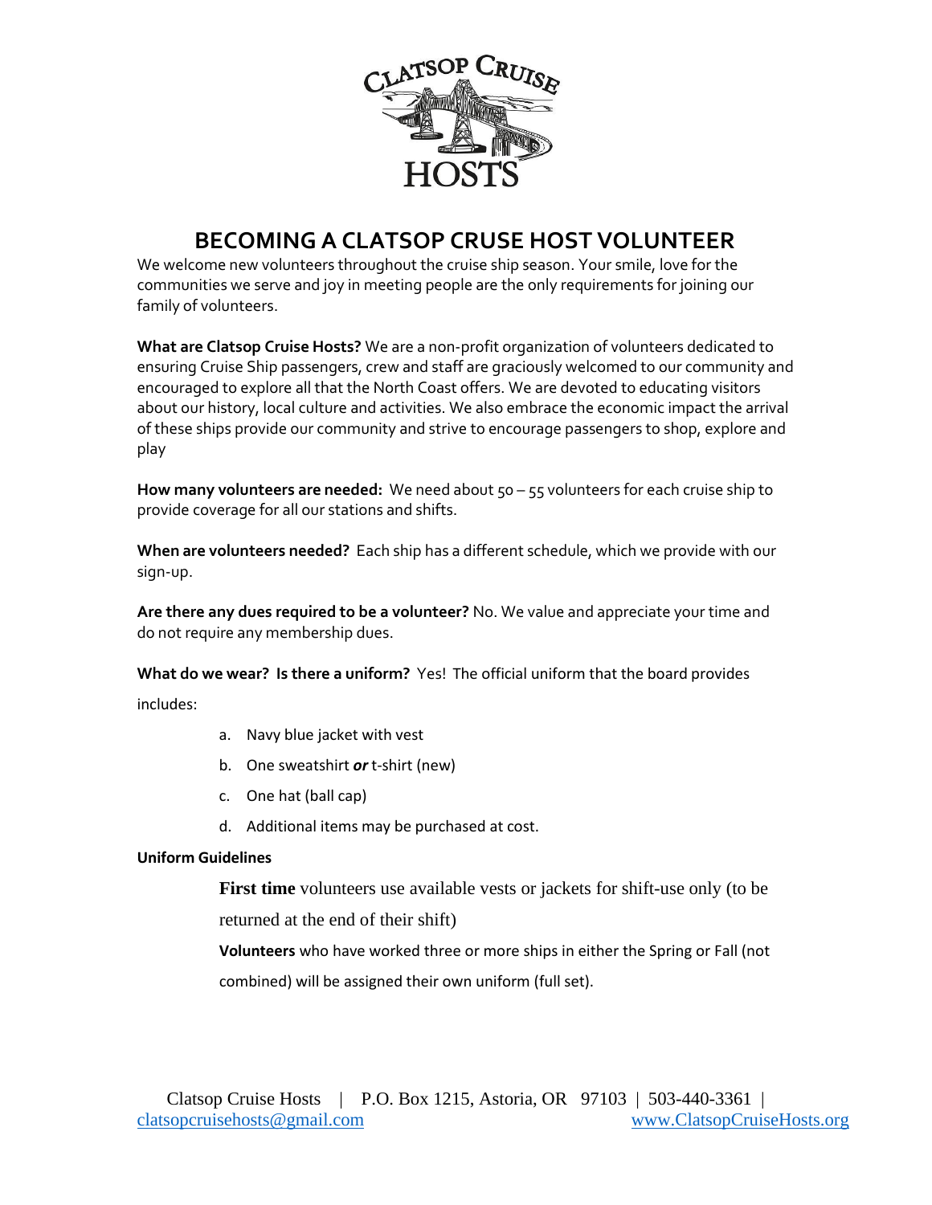# BECOMING A CLATSOP CRUSE HOST VOLUNTEER

We welcome new volunteers throughout the cruise ship season. Your smile, love for the communities we serve and joy in meeting people are the only requirements for joining our family of volunteers.

**What are Clatsop Cruise Hosts?** We are a non-profit organization of volunteers dedicated to ensuring Cruise Ship passengers, crew and staff are graciously welcomed to our community and encouraged to explore all that the North Coast offers. We are devoted to educating visitors about our history, local culture and activities. We also embrace the economic impact the arrival of these ships provide our community and strive to encourage passengers to shop, explore and play

**How many volunteers are needed:** We need about 50 – 55 volunteers for each cruise ship to provide coverage for all our stations and shifts.

**When are volunteers needed?** Each ship has a different schedule, which we provide with our sign-up.

**Are there any dues required to be a volunteer?** No. We value and appreciate your time and do not require any membership dues.

**What do we wear? Is there a uniform?** Yes! The official uniform that the board provides includes:

a. Navy blue jacket with vest
b. One sweatshirt ***or*** t-shirt (new)
c. One hat (ball cap)
d. Additional items may be purchased at cost.

**Uniform Guidelines**

**First time** volunteers use available vests or jackets for shift-use only (to be returned at the end of their shift)

**Volunteers** who have worked three or more ships in either the Spring or Fall (not combined) will be assigned their own uniform (full set).

Clatsop Cruise Hosts | P.O. Box 1215, Astoria, OR 97103 | 503-440-3361 | clatsopcruisehosts@gmail.com www.ClatsopCruiseHosts.org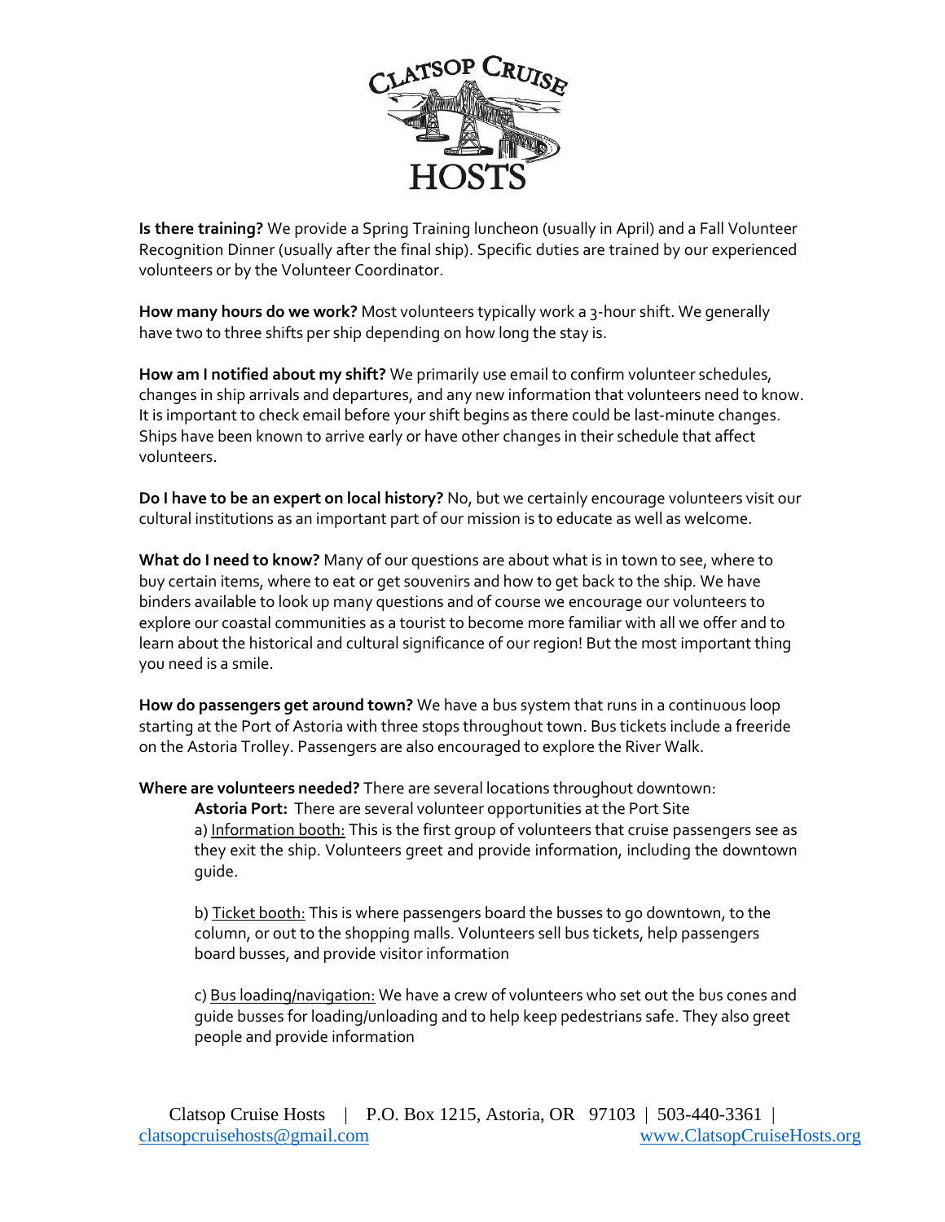**Is there training?** We provide a Spring Training luncheon (usually in April) and a Fall Volunteer Recognition Dinner (usually after the final ship). Specific duties are trained by our experienced volunteers or by the Volunteer Coordinator.

**How many hours do we work?** Most volunteers typically work a 3-hour shift. We generally have two to three shifts per ship depending on how long the stay is.

**How am I notified about my shift?** We primarily use email to confirm volunteer schedules, changes in ship arrivals and departures, and any new information that volunteers need to know. It is important to check email before your shift begins as there could be last-minute changes. Ships have been known to arrive early or have other changes in their schedule that affect volunteers.

**Do I have to be an expert on local history?** No, but we certainly encourage volunteers visit our cultural institutions as an important part of our mission is to educate as well as welcome.

**What do I need to know?** Many of our questions are about what is in town to see, where to buy certain items, where to eat or get souvenirs and how to get back to the ship. We have binders available to look up many questions and of course we encourage our volunteers to explore our coastal communities as a tourist to become more familiar with all we offer and to learn about the historical and cultural significance of our region! But the most important thing you need is a smile.

**How do passengers get around town?** We have a bus system that runs in a continuous loop starting at the Port of Astoria with three stops throughout town. Bus tickets include a freeride on the Astoria Trolley. Passengers are also encouraged to explore the River Walk.

**Where are volunteers needed?** There are several locations throughout downtown:

**Astoria Port:** There are several volunteer opportunities at the Port Site

a) Information booth: This is the first group of volunteers that cruise passengers see as they exit the ship. Volunteers greet and provide information, including the downtown guide.

b) Ticket booth: This is where passengers board the busses to go downtown, to the column, or out to the shopping malls. Volunteers sell bus tickets, help passengers board busses, and provide visitor information

c) Bus loading/navigation: We have a crew of volunteers who set out the bus cones and guide busses for loading/unloading and to help keep pedestrians safe. They also greet people and provide information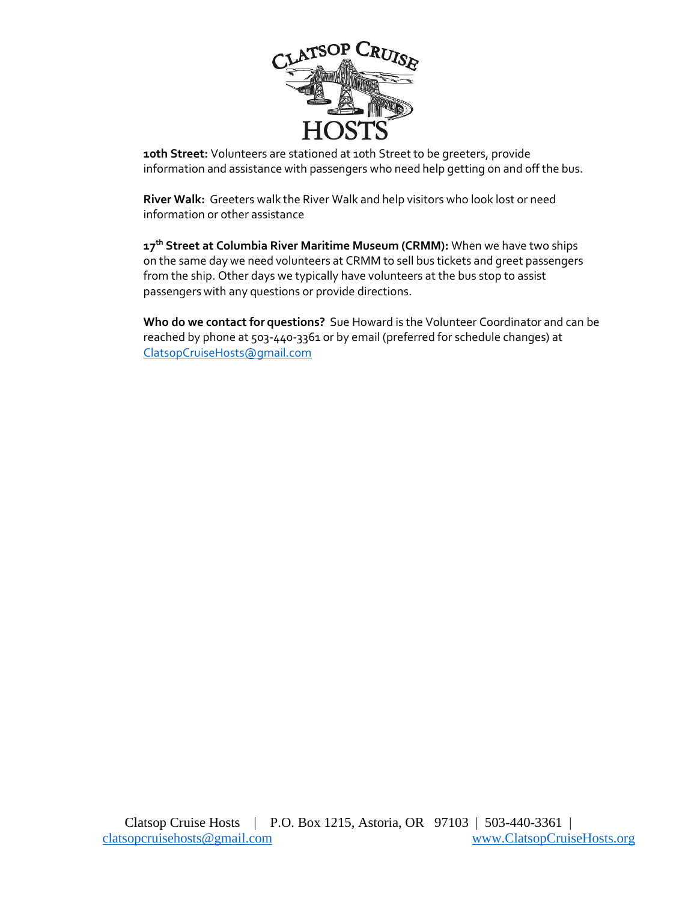**10th Street:** Volunteers are stationed at 10th Street to be greeters, provide information and assistance with passengers who need help getting on and off the bus.

**River Walk:** Greeters walk the River Walk and help visitors who look lost or need information or other assistance

**17th Street at Columbia River Maritime Museum (CRMM):** When we have two ships on the same day we need volunteers at CRMM to sell bus tickets and greet passengers from the ship. Other days we typically have volunteers at the bus stop to assist passengers with any questions or provide directions.

**Who do we contact for questions?** Sue Howard is the Volunteer Coordinator and can be reached by phone at 503-440-3361 or by email (preferred for schedule changes) at ClatsopCruiseHosts@gmail.com

Clatsop Cruise Hosts | P.O. Box 1215, Astoria, OR 97103 | 503-440-3361 | clatsopcruisehosts@gmail.com www.ClatsopCruiseHosts.org